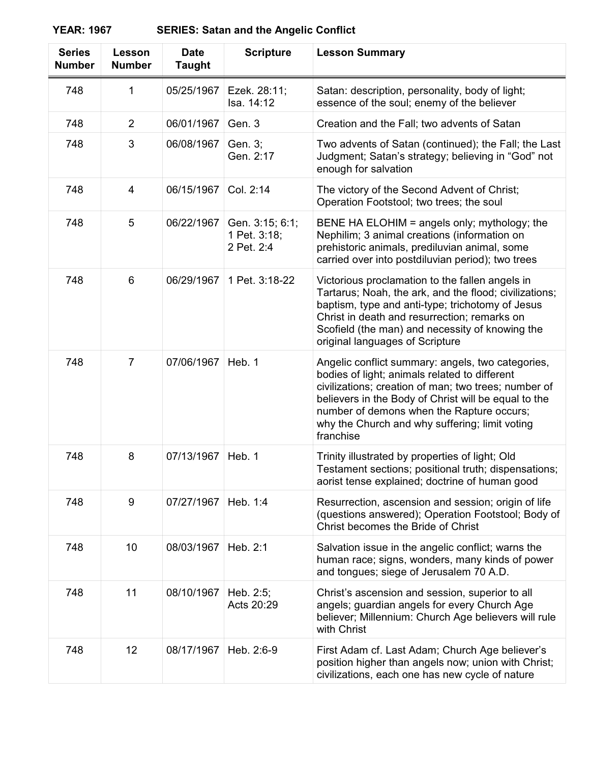**YEAR: 1967　　　SERIES: Satan and the Angelic Conflict**

| Series Number | Lesson Number | Date Taught | Scripture | Lesson Summary |
|---|---|---|---|---|
| 748 | 1 | 05/25/1967 | Ezek. 28:11; Isa. 14:12 | Satan: description, personality, body of light; essence of the soul; enemy of the believer |
| 748 | 2 | 06/01/1967 | Gen. 3 | Creation and the Fall; two advents of Satan |
| 748 | 3 | 06/08/1967 | Gen. 3; Gen. 2:17 | Two advents of Satan (continued); the Fall; the Last Judgment; Satan's strategy; believing in "God" not enough for salvation |
| 748 | 4 | 06/15/1967 | Col. 2:14 | The victory of the Second Advent of Christ; Operation Footstool; two trees; the soul |
| 748 | 5 | 06/22/1967 | Gen. 3:15; 6:1; 1 Pet. 3:18; 2 Pet. 2:4 | BENE HA ELOHIM = angels only; mythology; the Nephilim; 3 animal creations (information on prehistoric animals, prediluvian animal, some carried over into postdiluvian period); two trees |
| 748 | 6 | 06/29/1967 | 1 Pet. 3:18-22 | Victorious proclamation to the fallen angels in Tartarus; Noah, the ark, and the flood; civilizations; baptism, type and anti-type; trichotomy of Jesus Christ in death and resurrection; remarks on Scofield (the man) and necessity of knowing the original languages of Scripture |
| 748 | 7 | 07/06/1967 | Heb. 1 | Angelic conflict summary: angels, two categories, bodies of light; animals related to different civilizations; creation of man; two trees; number of believers in the Body of Christ will be equal to the number of demons when the Rapture occurs; why the Church and why suffering; limit voting franchise |
| 748 | 8 | 07/13/1967 | Heb. 1 | Trinity illustrated by properties of light; Old Testament sections; positional truth; dispensations; aorist tense explained; doctrine of human good |
| 748 | 9 | 07/27/1967 | Heb. 1:4 | Resurrection, ascension and session; origin of life (questions answered); Operation Footstool; Body of Christ becomes the Bride of Christ |
| 748 | 10 | 08/03/1967 | Heb. 2:1 | Salvation issue in the angelic conflict; warns the human race; signs, wonders, many kinds of power and tongues; siege of Jerusalem 70 A.D. |
| 748 | 11 | 08/10/1967 | Heb. 2:5; Acts 20:29 | Christ's ascension and session, superior to all angels; guardian angels for every Church Age believer; Millennium: Church Age believers will rule with Christ |
| 748 | 12 | 08/17/1967 | Heb. 2:6-9 | First Adam cf. Last Adam; Church Age believer's position higher than angels now; union with Christ; civilizations, each one has new cycle of nature |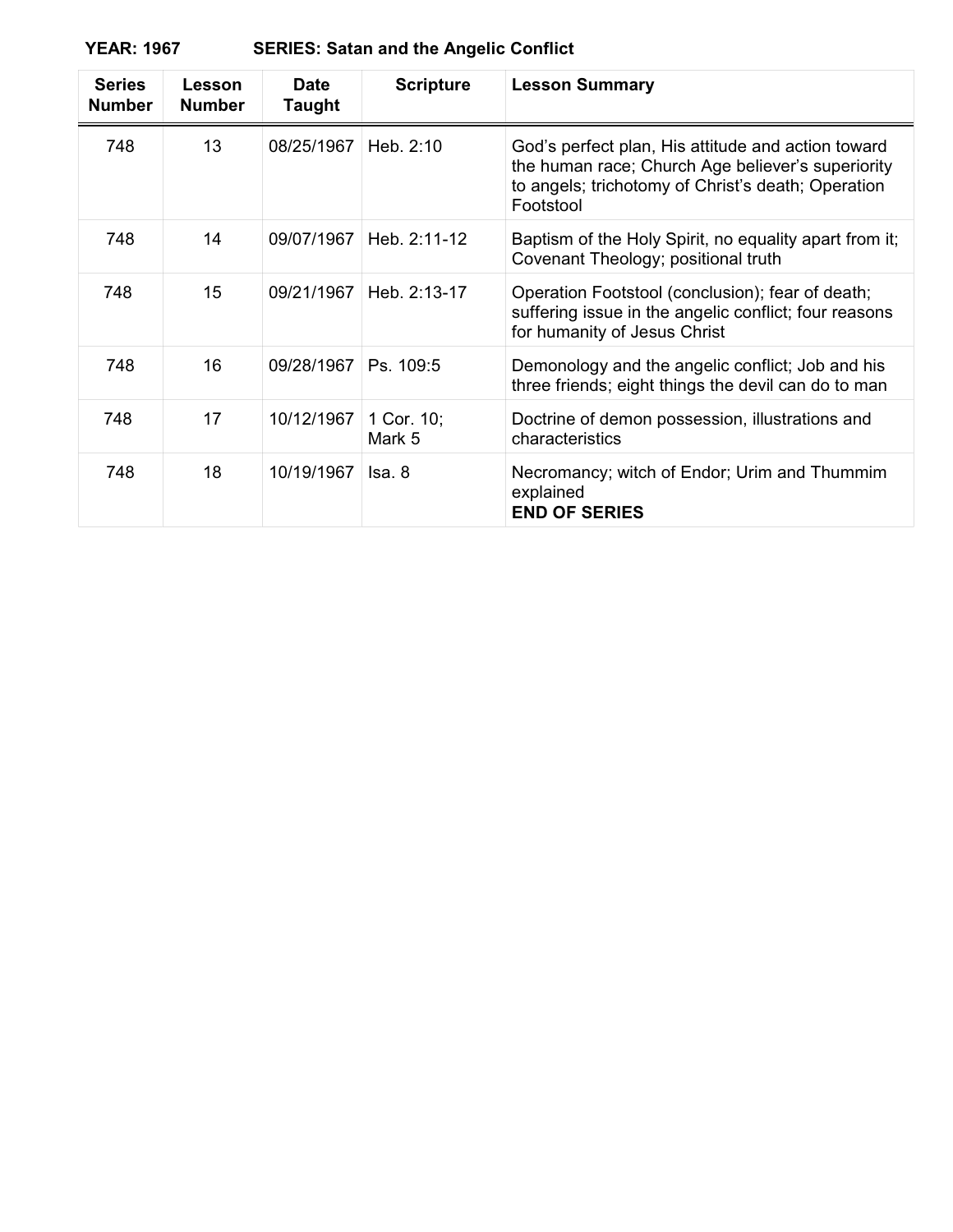**YEAR: 1967 SERIES: Satan and the Angelic Conflict**

| Series Number | Lesson Number | Date Taught | Scripture | Lesson Summary |
|---|---|---|---|---|
| 748 | 13 | 08/25/1967 | Heb. 2:10 | God's perfect plan, His attitude and action toward the human race; Church Age believer's superiority to angels; trichotomy of Christ's death; Operation Footstool |
| 748 | 14 | 09/07/1967 | Heb. 2:11-12 | Baptism of the Holy Spirit, no equality apart from it; Covenant Theology; positional truth |
| 748 | 15 | 09/21/1967 | Heb. 2:13-17 | Operation Footstool (conclusion); fear of death; suffering issue in the angelic conflict; four reasons for humanity of Jesus Christ |
| 748 | 16 | 09/28/1967 | Ps. 109:5 | Demonology and the angelic conflict; Job and his three friends; eight things the devil can do to man |
| 748 | 17 | 10/12/1967 | 1 Cor. 10; Mark 5 | Doctrine of demon possession, illustrations and characteristics |
| 748 | 18 | 10/19/1967 | Isa. 8 | Necromancy; witch of Endor; Urim and Thummim explained **END OF SERIES** |